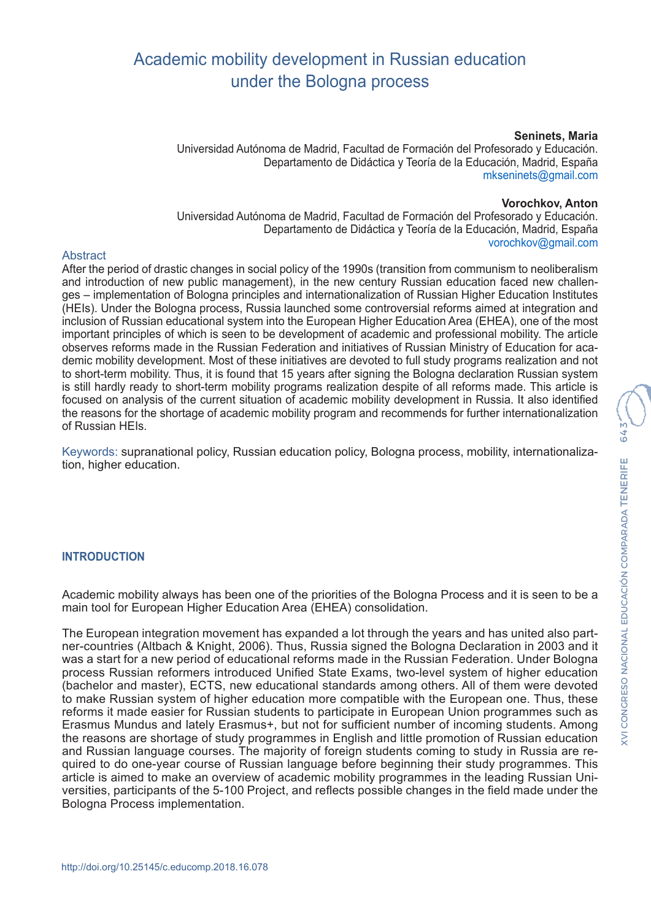# Academic mobility development in Russian education under the Bologna process

**Seninets, Maria**
Universidad Autónoma de Madrid, Facultad de Formación del Profesorado y Educación.
Departamento de Didáctica y Teoría de la Educación, Madrid, España
mkseninets@gmail.com

**Vorochkov, Anton**
Universidad Autónoma de Madrid, Facultad de Formación del Profesorado y Educación.
Departamento de Didáctica y Teoría de la Educación, Madrid, España
vorochkov@gmail.com

## Abstract

After the period of drastic changes in social policy of the 1990s (transition from communism to neoliberalism and introduction of new public management), in the new century Russian education faced new challenges – implementation of Bologna principles and internationalization of Russian Higher Education Institutes (HEIs). Under the Bologna process, Russia launched some controversial reforms aimed at integration and inclusion of Russian educational system into the European Higher Education Area (EHEA), one of the most important principles of which is seen to be development of academic and professional mobility. The article observes reforms made in the Russian Federation and initiatives of Russian Ministry of Education for academic mobility development. Most of these initiatives are devoted to full study programs realization and not to short-term mobility. Thus, it is found that 15 years after signing the Bologna declaration Russian system is still hardly ready to short-term mobility programs realization despite of all reforms made. This article is focused on analysis of the current situation of academic mobility development in Russia. It also identified the reasons for the shortage of academic mobility program and recommends for further internationalization of Russian HEIs.

Keywords: supranational policy, Russian education policy, Bologna process, mobility, internationalization, higher education.

## INTRODUCTION

Academic mobility always has been one of the priorities of the Bologna Process and it is seen to be a main tool for European Higher Education Area (EHEA) consolidation.

The European integration movement has expanded a lot through the years and has united also partner-countries (Altbach & Knight, 2006). Thus, Russia signed the Bologna Declaration in 2003 and it was a start for a new period of educational reforms made in the Russian Federation. Under Bologna process Russian reformers introduced Unified State Exams, two-level system of higher education (bachelor and master), ECTS, new educational standards among others. All of them were devoted to make Russian system of higher education more compatible with the European one. Thus, these reforms it made easier for Russian students to participate in European Union programmes such as Erasmus Mundus and lately Erasmus+, but not for sufficient number of incoming students. Among the reasons are shortage of study programmes in English and little promotion of Russian education and Russian language courses. The majority of foreign students coming to study in Russia are required to do one-year course of Russian language before beginning their study programmes. This article is aimed to make an overview of academic mobility programmes in the leading Russian Universities, participants of the 5-100 Project, and reflects possible changes in the field made under the Bologna Process implementation.

http://doi.org/10.25145/c.educomp.2018.16.078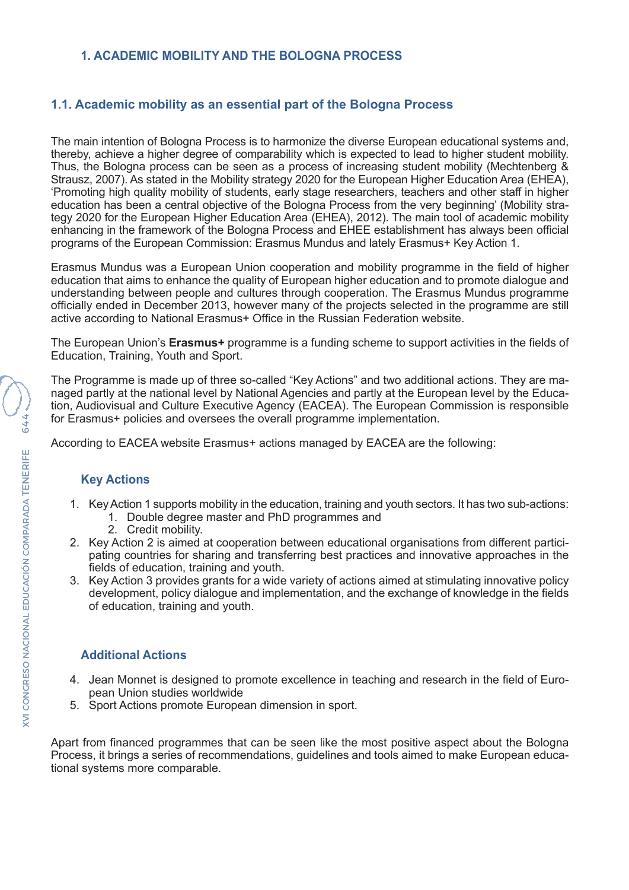## 1. ACADEMIC MOBILITY AND THE BOLOGNA PROCESS

### 1.1. Academic mobility as an essential part of the Bologna Process

The main intention of Bologna Process is to harmonize the diverse European educational systems and, thereby, achieve a higher degree of comparability which is expected to lead to higher student mobility. Thus, the Bologna process can be seen as a process of increasing student mobility (Mechtenberg & Strausz, 2007). As stated in the Mobility strategy 2020 for the European Higher Education Area (EHEA), 'Promoting high quality mobility of students, early stage researchers, teachers and other staff in higher education has been a central objective of the Bologna Process from the very beginning' (Mobility strategy 2020 for the European Higher Education Area (EHEA), 2012). The main tool of academic mobility enhancing in the framework of the Bologna Process and EHEE establishment has always been official programs of the European Commission: Erasmus Mundus and lately Erasmus+ Key Action 1.

Erasmus Mundus was a European Union cooperation and mobility programme in the field of higher education that aims to enhance the quality of European higher education and to promote dialogue and understanding between people and cultures through cooperation. The Erasmus Mundus programme officially ended in December 2013, however many of the projects selected in the programme are still active according to National Erasmus+ Office in the Russian Federation website.

The European Union's **Erasmus+** programme is a funding scheme to support activities in the fields of Education, Training, Youth and Sport.

The Programme is made up of three so-called "Key Actions" and two additional actions. They are managed partly at the national level by National Agencies and partly at the European level by the Education, Audiovisual and Culture Executive Agency (EACEA). The European Commission is responsible for Erasmus+ policies and oversees the overall programme implementation.

According to EACEA website Erasmus+ actions managed by EACEA are the following:

#### Key Actions

1. Key Action 1 supports mobility in the education, training and youth sectors. It has two sub-actions:
   1. Double degree master and PhD programmes and
   2. Credit mobility.
2. Key Action 2 is aimed at cooperation between educational organisations from different participating countries for sharing and transferring best practices and innovative approaches in the fields of education, training and youth.
3. Key Action 3 provides grants for a wide variety of actions aimed at stimulating innovative policy development, policy dialogue and implementation, and the exchange of knowledge in the fields of education, training and youth.

#### Additional Actions

4. Jean Monnet is designed to promote excellence in teaching and research in the field of European Union studies worldwide
5. Sport Actions promote European dimension in sport.

Apart from financed programmes that can be seen like the most positive aspect about the Bologna Process, it brings a series of recommendations, guidelines and tools aimed to make European educational systems more comparable.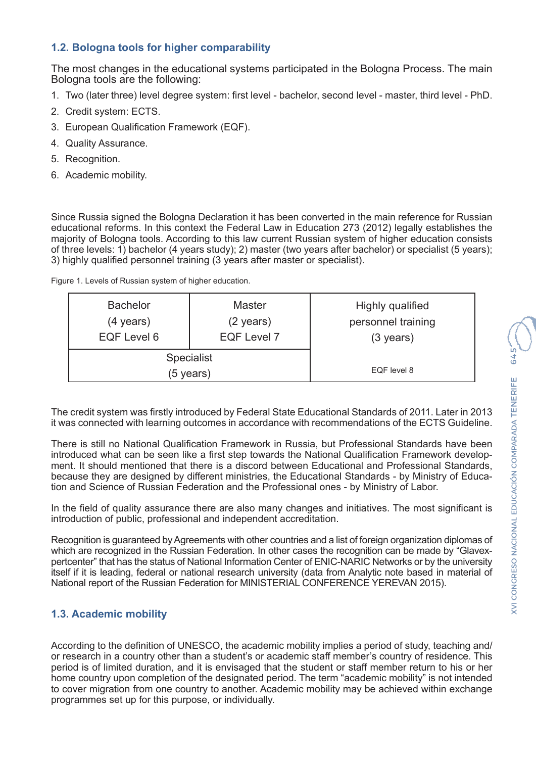## 1.2. Bologna tools for higher comparability

The most changes in the educational systems participated in the Bologna Process. The main Bologna tools are the following:

1. Two (later three) level degree system: first level - bachelor, second level - master, third level - PhD.
2. Credit system: ECTS.
3. European Qualification Framework (EQF).
4. Quality Assurance.
5. Recognition.
6. Academic mobility.

Since Russia signed the Bologna Declaration it has been converted in the main reference for Russian educational reforms. In this context the Federal Law in Education 273 (2012) legally establishes the majority of Bologna tools. According to this law current Russian system of higher education consists of three levels: 1) bachelor (4 years study); 2) master (two years after bachelor) or specialist (5 years); 3) highly qualified personnel training (3 years after master or specialist).

Figure 1. Levels of Russian system of higher education.

| Bachelor (4 years) EQF Level 6 | Master (2 years) EQF Level 7 | Highly qualified personnel training (3 years) |
|---|---|---|
| Specialist (5 years) | | EQF level 8 |

The credit system was firstly introduced by Federal State Educational Standards of 2011. Later in 2013 it was connected with learning outcomes in accordance with recommendations of the ECTS Guideline.

There is still no National Qualification Framework in Russia, but Professional Standards have been introduced what can be seen like a first step towards the National Qualification Framework development. It should mentioned that there is a discord between Educational and Professional Standards, because they are designed by different ministries, the Educational Standards - by Ministry of Education and Science of Russian Federation and the Professional ones - by Ministry of Labor.

In the field of quality assurance there are also many changes and initiatives. The most significant is introduction of public, professional and independent accreditation.

Recognition is guaranteed by Agreements with other countries and a list of foreign organization diplomas of which are recognized in the Russian Federation. In other cases the recognition can be made by "Glavexpertcenter" that has the status of National Information Center of ENIC-NARIC Networks or by the university itself if it is leading, federal or national research university (data from Analytic note based in material of National report of the Russian Federation for MINISTERIAL CONFERENCE YEREVAN 2015).

## 1.3. Academic mobility

According to the definition of UNESCO, the academic mobility implies a period of study, teaching and/or research in a country other than a student's or academic staff member's country of residence. This period is of limited duration, and it is envisaged that the student or staff member return to his or her home country upon completion of the designated period. The term "academic mobility" is not intended to cover migration from one country to another. Academic mobility may be achieved within exchange programmes set up for this purpose, or individually.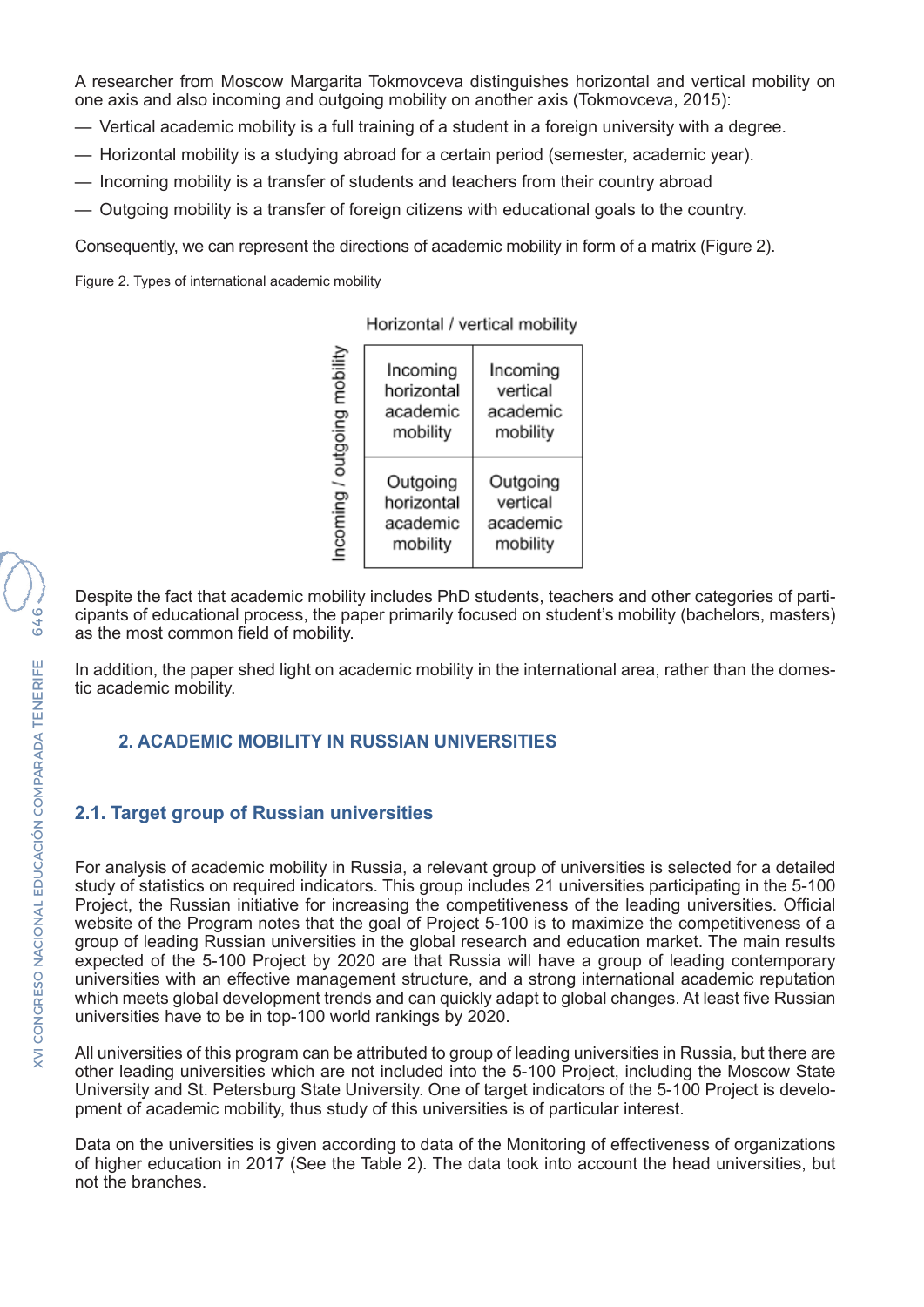A researcher from Moscow Margarita Tokmovceva distinguishes horizontal and vertical mobility on one axis and also incoming and outgoing mobility on another axis (Tokmovceva, 2015):

— Vertical academic mobility is a full training of a student in a foreign university with a degree.

— Horizontal mobility is a studying abroad for a certain period (semester, academic year).

— Incoming mobility is a transfer of students and teachers from their country abroad

— Outgoing mobility is a transfer of foreign citizens with educational goals to the country.

Consequently, we can represent the directions of academic mobility in form of a matrix (Figure 2).

Figure 2. Types of international academic mobility

| Incoming / outgoing mobility \ Horizontal / vertical mobility | | |
|---|---|---|
| | Incoming horizontal academic mobility | Incoming vertical academic mobility |
| | Outgoing horizontal academic mobility | Outgoing vertical academic mobility |

Despite the fact that academic mobility includes PhD students, teachers and other categories of participants of educational process, the paper primarily focused on student's mobility (bachelors, masters) as the most common field of mobility.

In addition, the paper shed light on academic mobility in the international area, rather than the domestic academic mobility.

## 2. ACADEMIC MOBILITY IN RUSSIAN UNIVERSITIES

### 2.1. Target group of Russian universities

For analysis of academic mobility in Russia, a relevant group of universities is selected for a detailed study of statistics on required indicators. This group includes 21 universities participating in the 5-100 Project, the Russian initiative for increasing the competitiveness of the leading universities. Official website of the Program notes that the goal of Project 5-100 is to maximize the competitiveness of a group of leading Russian universities in the global research and education market. The main results expected of the 5-100 Project by 2020 are that Russia will have a group of leading contemporary universities with an effective management structure, and a strong international academic reputation which meets global development trends and can quickly adapt to global changes. At least five Russian universities have to be in top-100 world rankings by 2020.

All universities of this program can be attributed to group of leading universities in Russia, but there are other leading universities which are not included into the 5-100 Project, including the Moscow State University and St. Petersburg State University. One of target indicators of the 5-100 Project is development of academic mobility, thus study of this universities is of particular interest.

Data on the universities is given according to data of the Monitoring of effectiveness of organizations of higher education in 2017 (See the Table 2). The data took into account the head universities, but not the branches.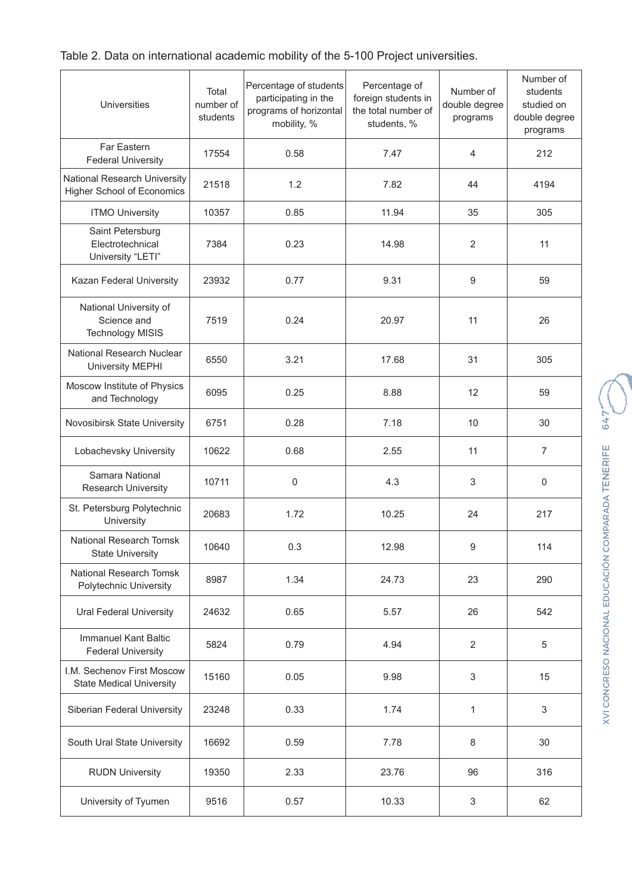Table 2. Data on international academic mobility of the 5-100 Project universities.

| Universities | Total number of students | Percentage of students participating in the programs of horizontal mobility, % | Percentage of foreign students in the total number of students, % | Number of double degree programs | Number of students studied on double degree programs |
|---|---|---|---|---|---|
| Far Eastern Federal University | 17554 | 0.58 | 7.47 | 4 | 212 |
| National Research University Higher School of Economics | 21518 | 1.2 | 7.82 | 44 | 4194 |
| ITMO University | 10357 | 0.85 | 11.94 | 35 | 305 |
| Saint Petersburg Electrotechnical University "LETI" | 7384 | 0.23 | 14.98 | 2 | 11 |
| Kazan Federal University | 23932 | 0.77 | 9.31 | 9 | 59 |
| National University of Science and Technology MISIS | 7519 | 0.24 | 20.97 | 11 | 26 |
| National Research Nuclear University MEPHI | 6550 | 3.21 | 17.68 | 31 | 305 |
| Moscow Institute of Physics and Technology | 6095 | 0.25 | 8.88 | 12 | 59 |
| Novosibirsk State University | 6751 | 0.28 | 7.18 | 10 | 30 |
| Lobachevsky University | 10622 | 0.68 | 2.55 | 11 | 7 |
| Samara National Research University | 10711 | 0 | 4.3 | 3 | 0 |
| St. Petersburg Polytechnic University | 20683 | 1.72 | 10.25 | 24 | 217 |
| National Research Tomsk State University | 10640 | 0.3 | 12.98 | 9 | 114 |
| National Research Tomsk Polytechnic University | 8987 | 1.34 | 24.73 | 23 | 290 |
| Ural Federal University | 24632 | 0.65 | 5.57 | 26 | 542 |
| Immanuel Kant Baltic Federal University | 5824 | 0.79 | 4.94 | 2 | 5 |
| I.M. Sechenov First Moscow State Medical University | 15160 | 0.05 | 9.98 | 3 | 15 |
| Siberian Federal University | 23248 | 0.33 | 1.74 | 1 | 3 |
| South Ural State University | 16692 | 0.59 | 7.78 | 8 | 30 |
| RUDN University | 19350 | 2.33 | 23.76 | 96 | 316 |
| University of Tyumen | 9516 | 0.57 | 10.33 | 3 | 62 |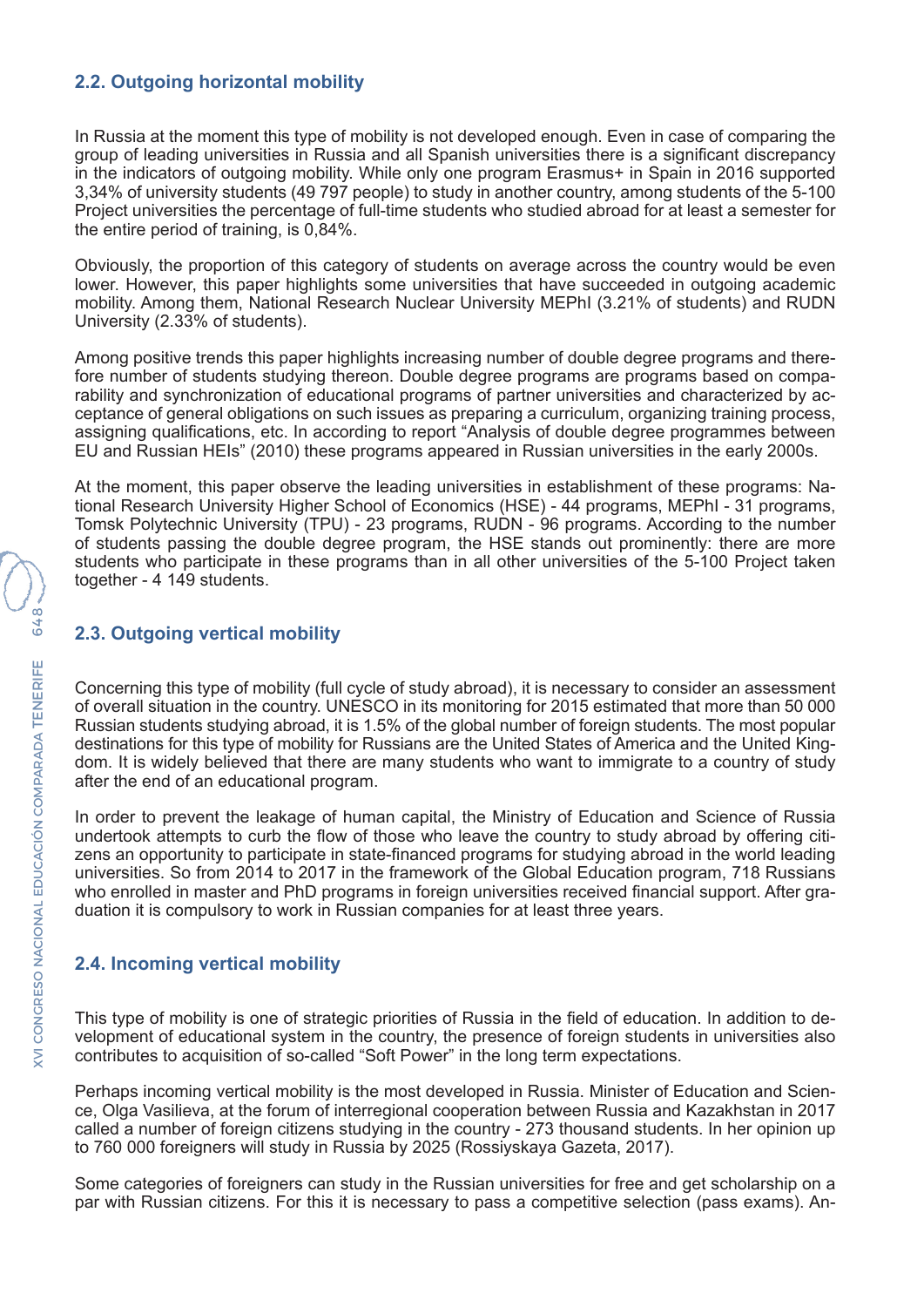### 2.2. Outgoing horizontal mobility

In Russia at the moment this type of mobility is not developed enough. Even in case of comparing the group of leading universities in Russia and all Spanish universities there is a significant discrepancy in the indicators of outgoing mobility. While only one program Erasmus+ in Spain in 2016 supported 3,34% of university students (49 797 people) to study in another country, among students of the 5-100 Project universities the percentage of full-time students who studied abroad for at least a semester for the entire period of training, is 0,84%.

Obviously, the proportion of this category of students on average across the country would be even lower. However, this paper highlights some universities that have succeeded in outgoing academic mobility. Among them, National Research Nuclear University MEPhI (3.21% of students) and RUDN University (2.33% of students).

Among positive trends this paper highlights increasing number of double degree programs and therefore number of students studying thereon. Double degree programs are programs based on comparability and synchronization of educational programs of partner universities and characterized by acceptance of general obligations on such issues as preparing a curriculum, organizing training process, assigning qualifications, etc. In according to report "Analysis of double degree programmes between EU and Russian HEIs" (2010) these programs appeared in Russian universities in the early 2000s.

At the moment, this paper observe the leading universities in establishment of these programs: National Research University Higher School of Economics (HSE) - 44 programs, MEPhI - 31 programs, Tomsk Polytechnic University (TPU) - 23 programs, RUDN - 96 programs. According to the number of students passing the double degree program, the HSE stands out prominently: there are more students who participate in these programs than in all other universities of the 5-100 Project taken together - 4 149 students.

### 2.3. Outgoing vertical mobility

Concerning this type of mobility (full cycle of study abroad), it is necessary to consider an assessment of overall situation in the country. UNESCO in its monitoring for 2015 estimated that more than 50 000 Russian students studying abroad, it is 1.5% of the global number of foreign students. The most popular destinations for this type of mobility for Russians are the United States of America and the United Kingdom. It is widely believed that there are many students who want to immigrate to a country of study after the end of an educational program.

In order to prevent the leakage of human capital, the Ministry of Education and Science of Russia undertook attempts to curb the flow of those who leave the country to study abroad by offering citizens an opportunity to participate in state-financed programs for studying abroad in the world leading universities. So from 2014 to 2017 in the framework of the Global Education program, 718 Russians who enrolled in master and PhD programs in foreign universities received financial support. After graduation it is compulsory to work in Russian companies for at least three years.

### 2.4. Incoming vertical mobility

This type of mobility is one of strategic priorities of Russia in the field of education. In addition to development of educational system in the country, the presence of foreign students in universities also contributes to acquisition of so-called "Soft Power" in the long term expectations.

Perhaps incoming vertical mobility is the most developed in Russia. Minister of Education and Science, Olga Vasilieva, at the forum of interregional cooperation between Russia and Kazakhstan in 2017 called a number of foreign citizens studying in the country - 273 thousand students. In her opinion up to 760 000 foreigners will study in Russia by 2025 (Rossiyskaya Gazeta, 2017).

Some categories of foreigners can study in the Russian universities for free and get scholarship on a par with Russian citizens. For this it is necessary to pass a competitive selection (pass exams). An-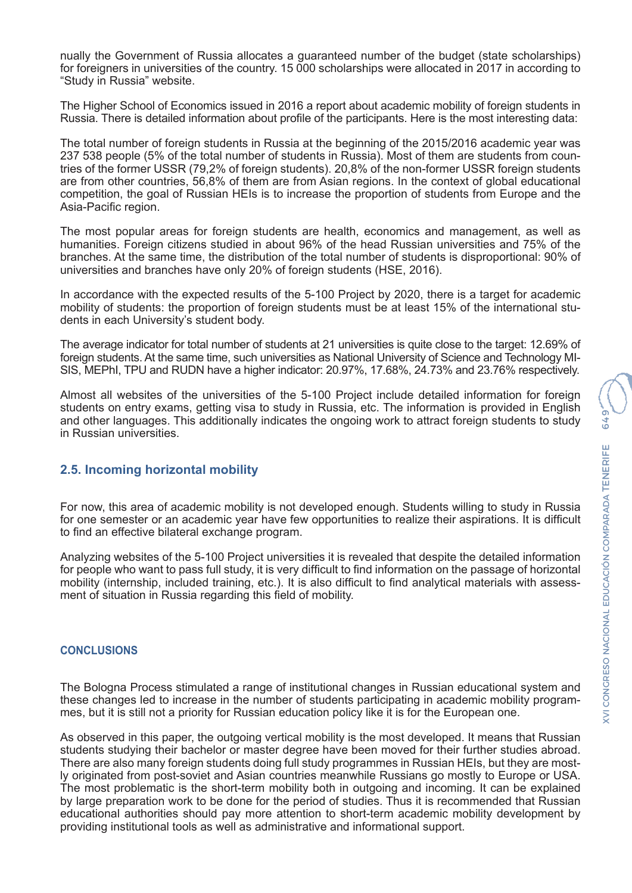nually the Government of Russia allocates a guaranteed number of the budget (state scholarships) for foreigners in universities of the country. 15 000 scholarships were allocated in 2017 in according to "Study in Russia" website.

The Higher School of Economics issued in 2016 a report about academic mobility of foreign students in Russia. There is detailed information about profile of the participants. Here is the most interesting data:

The total number of foreign students in Russia at the beginning of the 2015/2016 academic year was 237 538 people (5% of the total number of students in Russia). Most of them are students from countries of the former USSR (79,2% of foreign students). 20,8% of the non-former USSR foreign students are from other countries, 56,8% of them are from Asian regions. In the context of global educational competition, the goal of Russian HEIs is to increase the proportion of students from Europe and the Asia-Pacific region.

The most popular areas for foreign students are health, economics and management, as well as humanities. Foreign citizens studied in about 96% of the head Russian universities and 75% of the branches. At the same time, the distribution of the total number of students is disproportional: 90% of universities and branches have only 20% of foreign students (HSE, 2016).

In accordance with the expected results of the 5-100 Project by 2020, there is a target for academic mobility of students: the proportion of foreign students must be at least 15% of the international students in each University's student body.

The average indicator for total number of students at 21 universities is quite close to the target: 12.69% of foreign students. At the same time, such universities as National University of Science and Technology MISIS, MEPhI, TPU and RUDN have a higher indicator: 20.97%, 17.68%, 24.73% and 23.76% respectively.

Almost all websites of the universities of the 5-100 Project include detailed information for foreign students on entry exams, getting visa to study in Russia, etc. The information is provided in English and other languages. This additionally indicates the ongoing work to attract foreign students to study in Russian universities.

## 2.5. Incoming horizontal mobility

For now, this area of academic mobility is not developed enough. Students willing to study in Russia for one semester or an academic year have few opportunities to realize their aspirations. It is difficult to find an effective bilateral exchange program.

Analyzing websites of the 5-100 Project universities it is revealed that despite the detailed information for people who want to pass full study, it is very difficult to find information on the passage of horizontal mobility (internship, included training, etc.). It is also difficult to find analytical materials with assessment of situation in Russia regarding this field of mobility.

## CONCLUSIONS

The Bologna Process stimulated a range of institutional changes in Russian educational system and these changes led to increase in the number of students participating in academic mobility programmes, but it is still not a priority for Russian education policy like it is for the European one.

As observed in this paper, the outgoing vertical mobility is the most developed. It means that Russian students studying their bachelor or master degree have been moved for their further studies abroad. There are also many foreign students doing full study programmes in Russian HEIs, but they are mostly originated from post-soviet and Asian countries meanwhile Russians go mostly to Europe or USA. The most problematic is the short-term mobility both in outgoing and incoming. It can be explained by large preparation work to be done for the period of studies. Thus it is recommended that Russian educational authorities should pay more attention to short-term academic mobility development by providing institutional tools as well as administrative and informational support.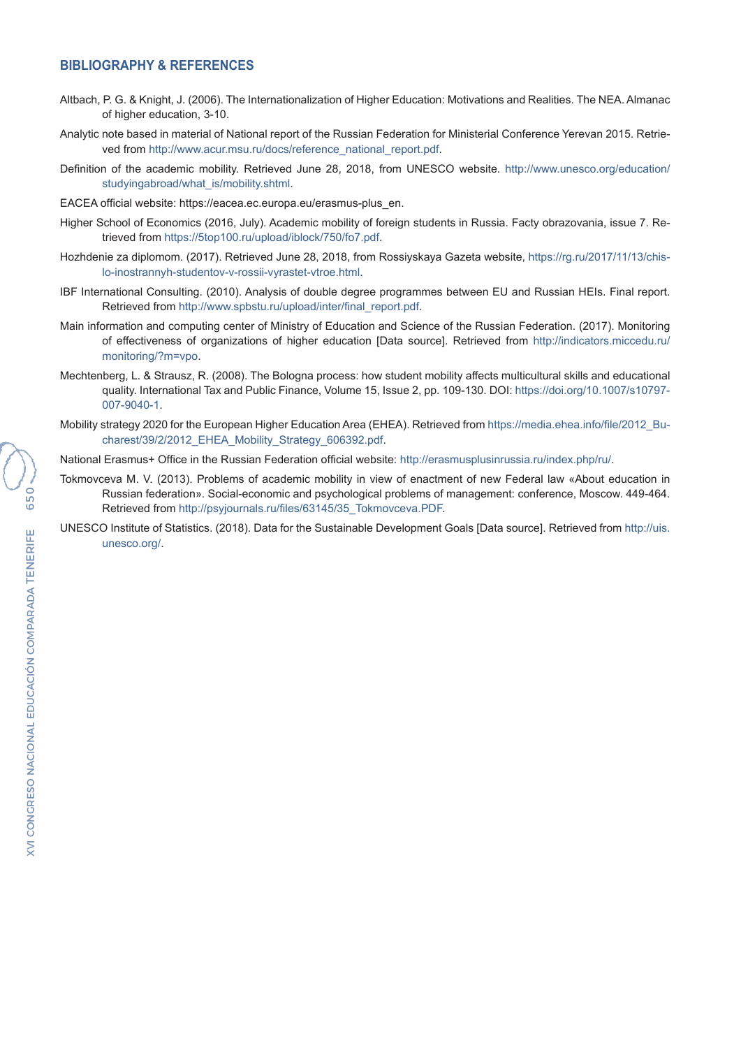## BIBLIOGRAPHY & REFERENCES

Altbach, P. G. & Knight, J. (2006). The Internationalization of Higher Education: Motivations and Realities. The NEA. Almanac of higher education, 3-10.

Analytic note based in material of National report of the Russian Federation for Ministerial Conference Yerevan 2015. Retrieved from http://www.acur.msu.ru/docs/reference_national_report.pdf.

Definition of the academic mobility. Retrieved June 28, 2018, from UNESCO website. http://www.unesco.org/education/studyingabroad/what_is/mobility.shtml.

EACEA official website: https://eacea.ec.europa.eu/erasmus-plus_en.

Higher School of Economics (2016, July). Academic mobility of foreign students in Russia. Facty obrazovania, issue 7. Retrieved from https://5top100.ru/upload/iblock/750/fo7.pdf.

Hozhdenie za diplomom. (2017). Retrieved June 28, 2018, from Rossiyskaya Gazeta website, https://rg.ru/2017/11/13/chislo-inostrannyh-studentov-v-rossii-vyrastet-vtroe.html.

IBF International Consulting. (2010). Analysis of double degree programmes between EU and Russian HEIs. Final report. Retrieved from http://www.spbstu.ru/upload/inter/final_report.pdf.

Main information and computing center of Ministry of Education and Science of the Russian Federation. (2017). Monitoring of effectiveness of organizations of higher education [Data source]. Retrieved from http://indicators.miccedu.ru/monitoring/?m=vpo.

Mechtenberg, L. & Strausz, R. (2008). The Bologna process: how student mobility affects multicultural skills and educational quality. International Tax and Public Finance, Volume 15, Issue 2, pp. 109-130. DOI: https://doi.org/10.1007/s10797-007-9040-1.

Mobility strategy 2020 for the European Higher Education Area (EHEA). Retrieved from https://media.ehea.info/file/2012_Bucharest/39/2/2012_EHEA_Mobility_Strategy_606392.pdf.

National Erasmus+ Office in the Russian Federation official website: http://erasmusplusinrussia.ru/index.php/ru/.

Tokmovceva M. V. (2013). Problems of academic mobility in view of enactment of new Federal law «About education in Russian federation». Social-economic and psychological problems of management: conference, Moscow. 449-464. Retrieved from http://psyjournals.ru/files/63145/35_Tokmovceva.PDF.

UNESCO Institute of Statistics. (2018). Data for the Sustainable Development Goals [Data source]. Retrieved from http://uis.unesco.org/.